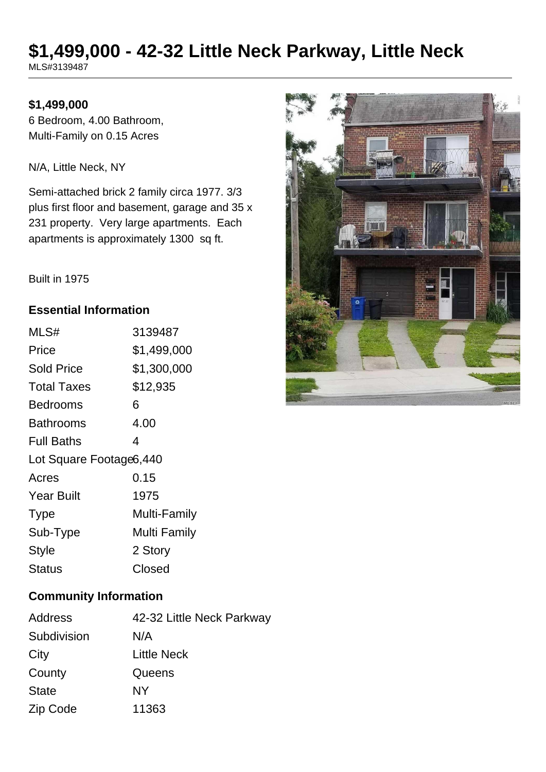# $1,499,000 - 42-32 Little Neck Parkway, Little Neck

MLS#3139487

**$1,499,000**

6 Bedroom, 4.00 Bathroom, Multi-Family on 0.15 Acres

N/A, Little Neck, NY

Semi-attached brick 2 family circa 1977. 3/3 plus first floor and basement, garage and 35 x 231 property. Very large apartments. Each apartments is approximately 1300 sq ft.

Built in 1975

### Essential Information

| | |
|---|---|
| MLS# | 3139487 |
| Price | $1,499,000 |
| Sold Price | $1,300,000 |
| Total Taxes | $12,935 |
| Bedrooms | 6 |
| Bathrooms | 4.00 |
| Full Baths | 4 |
| Lot Square Footage | 6,440 |
| Acres | 0.15 |
| Year Built | 1975 |
| Type | Multi-Family |
| Sub-Type | Multi Family |
| Style | 2 Story |
| Status | Closed |

### Community Information

| | |
|---|---|
| Address | 42-32 Little Neck Parkway |
| Subdivision | N/A |
| City | Little Neck |
| County | Queens |
| State | NY |
| Zip Code | 11363 |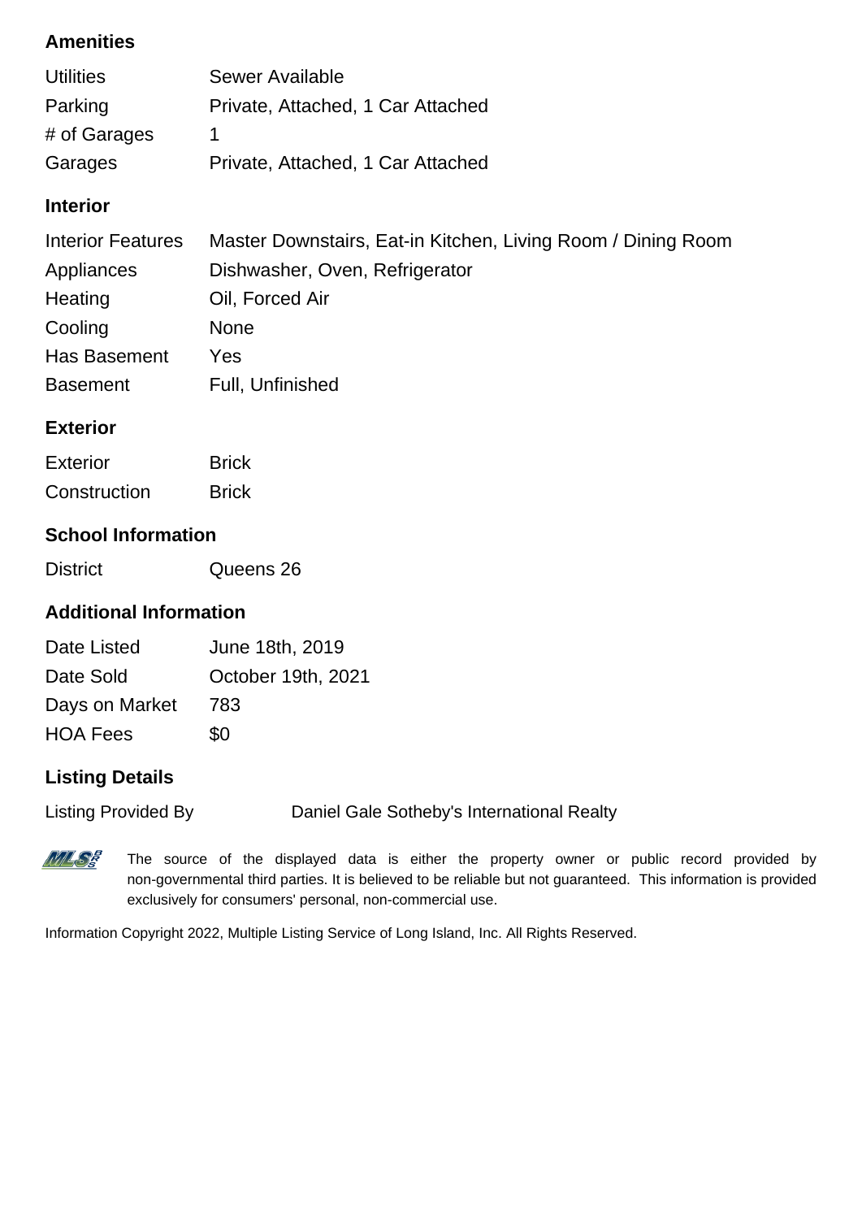## Amenities

| | |
|---|---|
| Utilities | Sewer Available |
| Parking | Private, Attached, 1 Car Attached |
| # of Garages | 1 |
| Garages | Private, Attached, 1 Car Attached |

## Interior

| | |
|---|---|
| Interior Features | Master Downstairs, Eat-in Kitchen, Living Room / Dining Room |
| Appliances | Dishwasher, Oven, Refrigerator |
| Heating | Oil, Forced Air |
| Cooling | None |
| Has Basement | Yes |
| Basement | Full, Unfinished |

## Exterior

| | |
|---|---|
| Exterior | Brick |
| Construction | Brick |

## School Information

| | |
|---|---|
| District | Queens 26 |

## Additional Information

| | |
|---|---|
| Date Listed | June 18th, 2019 |
| Date Sold | October 19th, 2021 |
| Days on Market | 783 |
| HOA Fees | $0 |

## Listing Details

| | |
|---|---|
| Listing Provided By | Daniel Gale Sotheby's International Realty |

The source of the displayed data is either the property owner or public record provided by non-governmental third parties. It is believed to be reliable but not guaranteed. This information is provided exclusively for consumers' personal, non-commercial use.

Information Copyright 2022, Multiple Listing Service of Long Island, Inc. All Rights Reserved.